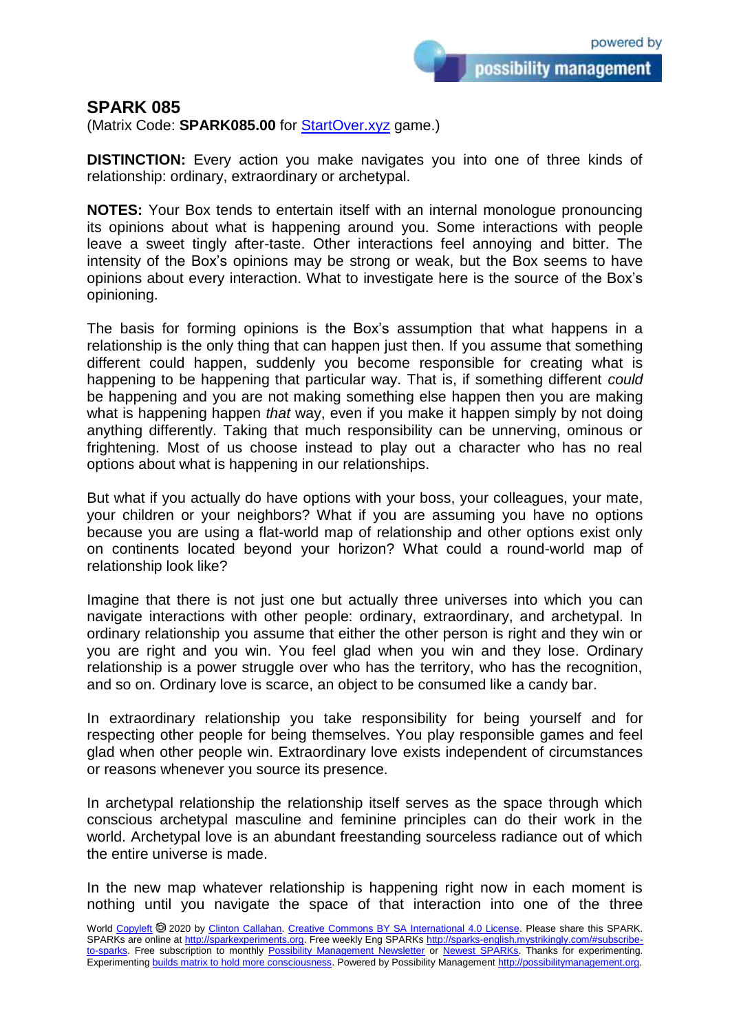# SPARK 085

(Matrix Code: **SPARK085.00** for [StartOver.xyz](StartOver.xyz) game.)

**DISTINCTION:** Every action you make navigates you into one of three kinds of relationship: ordinary, extraordinary or archetypal.

**NOTES:** Your Box tends to entertain itself with an internal monologue pronouncing its opinions about what is happening around you. Some interactions with people leave a sweet tingly after-taste. Other interactions feel annoying and bitter. The intensity of the Box's opinions may be strong or weak, but the Box seems to have opinions about every interaction. What to investigate here is the source of the Box's opinioning.

The basis for forming opinions is the Box's assumption that what happens in a relationship is the only thing that can happen just then. If you assume that something different could happen, suddenly you become responsible for creating what is happening to be happening that particular way. That is, if something different *could* be happening and you are not making something else happen then you are making what is happening happen *that* way, even if you make it happen simply by not doing anything differently. Taking that much responsibility can be unnerving, ominous or frightening. Most of us choose instead to play out a character who has no real options about what is happening in our relationships.

But what if you actually do have options with your boss, your colleagues, your mate, your children or your neighbors? What if you are assuming you have no options because you are using a flat-world map of relationship and other options exist only on continents located beyond your horizon? What could a round-world map of relationship look like?

Imagine that there is not just one but actually three universes into which you can navigate interactions with other people: ordinary, extraordinary, and archetypal. In ordinary relationship you assume that either the other person is right and they win or you are right and you win. You feel glad when you win and they lose. Ordinary relationship is a power struggle over who has the territory, who has the recognition, and so on. Ordinary love is scarce, an object to be consumed like a candy bar.

In extraordinary relationship you take responsibility for being yourself and for respecting other people for being themselves. You play responsible games and feel glad when other people win. Extraordinary love exists independent of circumstances or reasons whenever you source its presence.

In archetypal relationship the relationship itself serves as the space through which conscious archetypal masculine and feminine principles can do their work in the world. Archetypal love is an abundant freestanding sourceless radiance out of which the entire universe is made.

In the new map whatever relationship is happening right now in each moment is nothing until you navigate the space of that interaction into one of the three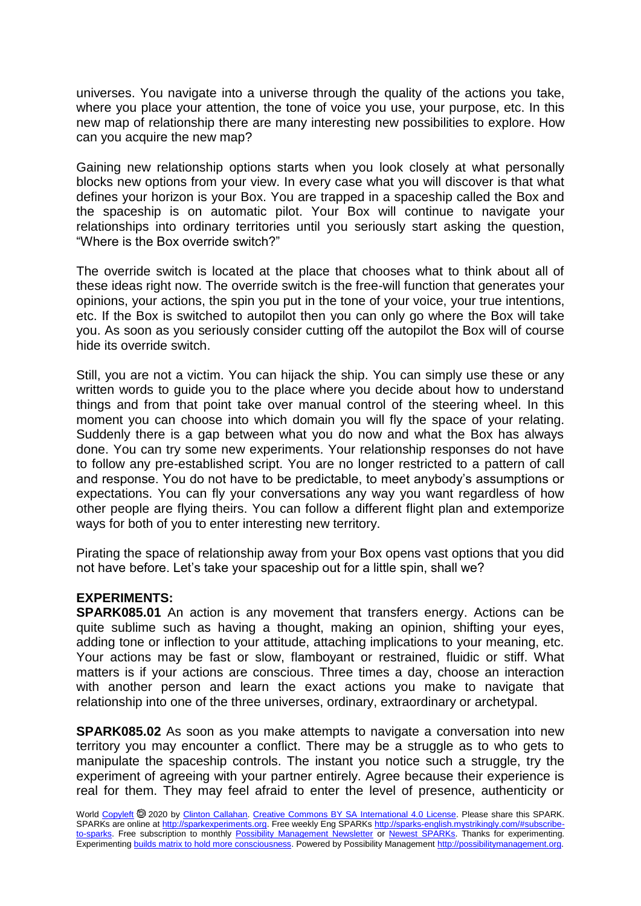universes. You navigate into a universe through the quality of the actions you take, where you place your attention, the tone of voice you use, your purpose, etc. In this new map of relationship there are many interesting new possibilities to explore. How can you acquire the new map?

Gaining new relationship options starts when you look closely at what personally blocks new options from your view. In every case what you will discover is that what defines your horizon is your Box. You are trapped in a spaceship called the Box and the spaceship is on automatic pilot. Your Box will continue to navigate your relationships into ordinary territories until you seriously start asking the question, "Where is the Box override switch?"

The override switch is located at the place that chooses what to think about all of these ideas right now. The override switch is the free-will function that generates your opinions, your actions, the spin you put in the tone of your voice, your true intentions, etc. If the Box is switched to autopilot then you can only go where the Box will take you. As soon as you seriously consider cutting off the autopilot the Box will of course hide its override switch.

Still, you are not a victim. You can hijack the ship. You can simply use these or any written words to guide you to the place where you decide about how to understand things and from that point take over manual control of the steering wheel. In this moment you can choose into which domain you will fly the space of your relating. Suddenly there is a gap between what you do now and what the Box has always done. You can try some new experiments. Your relationship responses do not have to follow any pre-established script. You are no longer restricted to a pattern of call and response. You do not have to be predictable, to meet anybody's assumptions or expectations. You can fly your conversations any way you want regardless of how other people are flying theirs. You can follow a different flight plan and extemporize ways for both of you to enter interesting new territory.

Pirating the space of relationship away from your Box opens vast options that you did not have before. Let's take your spaceship out for a little spin, shall we?

**EXPERIMENTS:**

**SPARK085.01** An action is any movement that transfers energy. Actions can be quite sublime such as having a thought, making an opinion, shifting your eyes, adding tone or inflection to your attitude, attaching implications to your meaning, etc. Your actions may be fast or slow, flamboyant or restrained, fluidic or stiff. What matters is if your actions are conscious. Three times a day, choose an interaction with another person and learn the exact actions you make to navigate that relationship into one of the three universes, ordinary, extraordinary or archetypal.

**SPARK085.02** As soon as you make attempts to navigate a conversation into new territory you may encounter a conflict. There may be a struggle as to who gets to manipulate the spaceship controls. The instant you notice such a struggle, try the experiment of agreeing with your partner entirely. Agree because their experience is real for them. They may feel afraid to enter the level of presence, authenticity or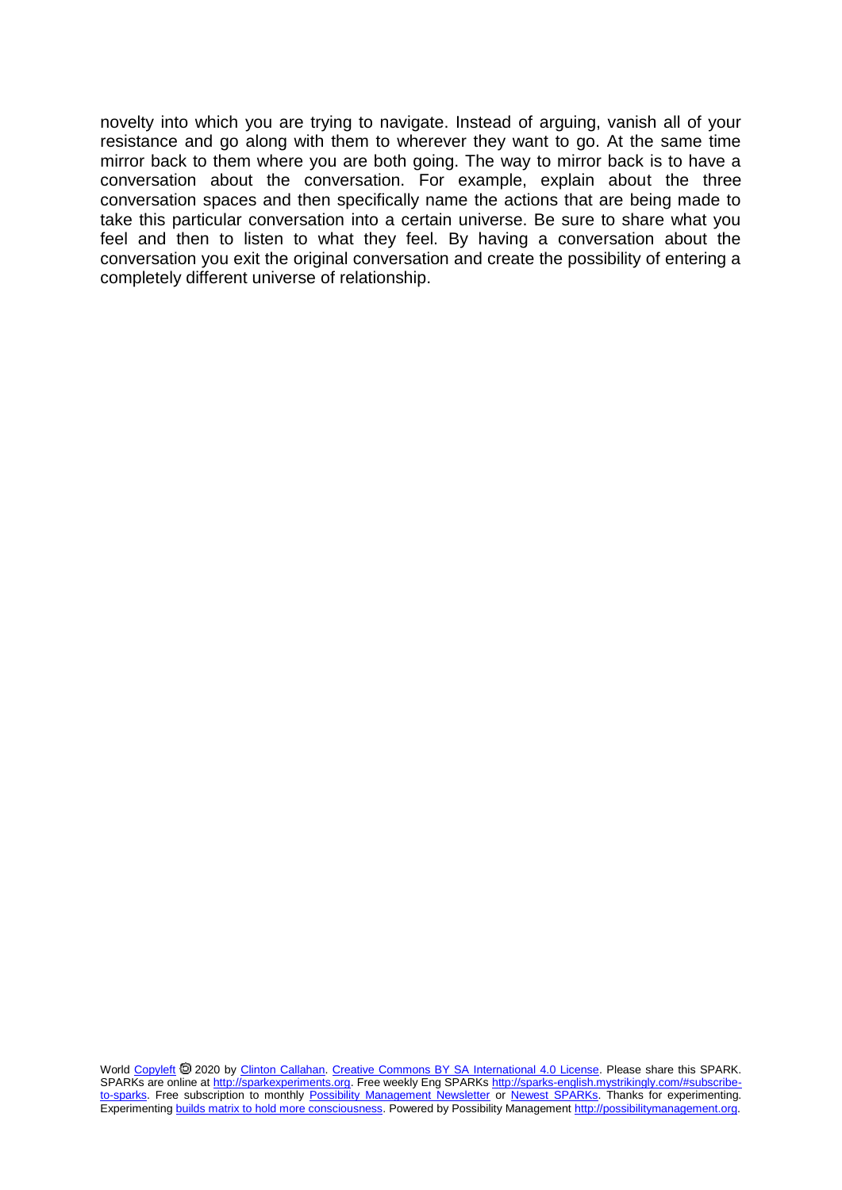novelty into which you are trying to navigate. Instead of arguing, vanish all of your resistance and go along with them to wherever they want to go. At the same time mirror back to them where you are both going. The way to mirror back is to have a conversation about the conversation. For example, explain about the three conversation spaces and then specifically name the actions that are being made to take this particular conversation into a certain universe. Be sure to share what you feel and then to listen to what they feel. By having a conversation about the conversation you exit the original conversation and create the possibility of entering a completely different universe of relationship.